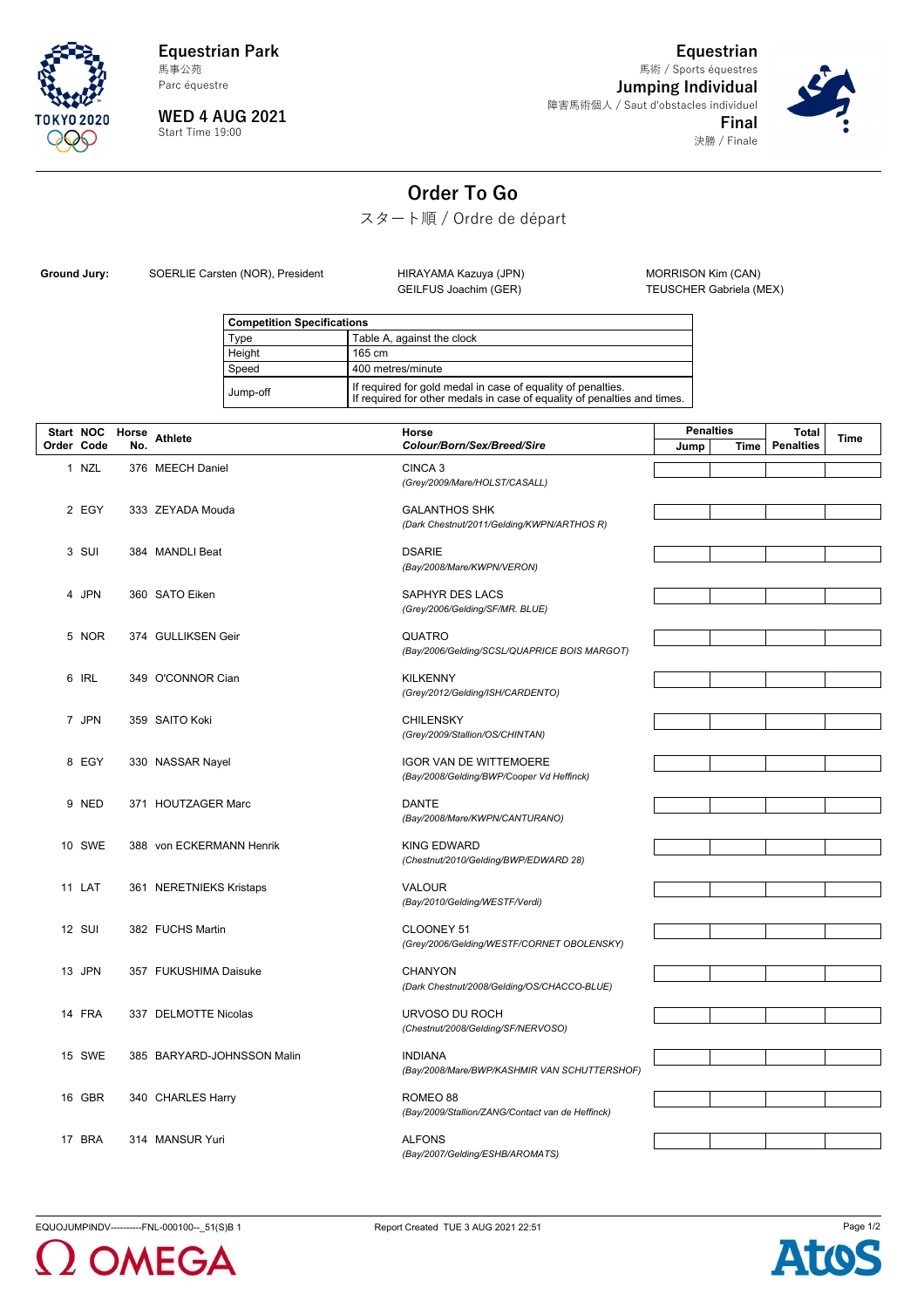**Equestrian Park**
馬事公苑
Parc équestre

**WED 4 AUG 2021**
Start Time 19:00

**Equestrian**
馬術 / Sports équestres
**Jumping Individual**
障害馬術個人 / Saut d'obstacles individuel
**Final**
決勝 / Finale

## Order To Go

スタート順 / Ordre de départ

**Ground Jury:** SOERLIE Carsten (NOR), President; HIRAYAMA Kazuya (JPN); GEILFUS Joachim (GER); MORRISON Kim (CAN); TEUSCHER Gabriela (MEX)

| Competition Specifications | |
|---|---|
| Type | Table A, against the clock |
| Height | 165 cm |
| Speed | 400 metres/minute |
| Jump-off | If required for gold medal in case of equality of penalties. If required for other medals in case of equality of penalties and times. |

| Start Order | NOC Code | Horse No. | Athlete | Horse *Colour/Born/Sex/Breed/Sire* | Penalties Jump | Penalties Time | Total Penalties | Time |
|---|---|---|---|---|---|---|---|---|
| 1 | NZL | 376 | MEECH Daniel | CINCA 3 *(Grey/2009/Mare/HOLST/CASALL)* | | | | |
| 2 | EGY | 333 | ZEYADA Mouda | GALANTHOS SHK *(Dark Chestnut/2011/Gelding/KWPN/ARTHOS R)* | | | | |
| 3 | SUI | 384 | MANDLI Beat | DSARIE *(Bay/2008/Mare/KWPN/VERON)* | | | | |
| 4 | JPN | 360 | SATO Eiken | SAPHYR DES LACS *(Grey/2006/Gelding/SF/MR. BLUE)* | | | | |
| 5 | NOR | 374 | GULLIKSEN Geir | QUATRO *(Bay/2006/Gelding/SCSL/QUAPRICE BOIS MARGOT)* | | | | |
| 6 | IRL | 349 | O'CONNOR Cian | KILKENNY *(Grey/2012/Gelding/ISH/CARDENTO)* | | | | |
| 7 | JPN | 359 | SAITO Koki | CHILENSKY *(Grey/2009/Stallion/OS/CHINTAN)* | | | | |
| 8 | EGY | 330 | NASSAR Nayel | IGOR VAN DE WITTEMOERE *(Bay/2008/Gelding/BWP/Cooper Vd Heffinck)* | | | | |
| 9 | NED | 371 | HOUTZAGER Marc | DANTE *(Bay/2008/Mare/KWPN/CANTURANO)* | | | | |
| 10 | SWE | 388 | von ECKERMANN Henrik | KING EDWARD *(Chestnut/2010/Gelding/BWP/EDWARD 28)* | | | | |
| 11 | LAT | 361 | NERETNIEKS Kristaps | VALOUR *(Bay/2010/Gelding/WESTF/Verdi)* | | | | |
| 12 | SUI | 382 | FUCHS Martin | CLOONEY 51 *(Grey/2006/Gelding/WESTF/CORNET OBOLENSKY)* | | | | |
| 13 | JPN | 357 | FUKUSHIMA Daisuke | CHANYON *(Dark Chestnut/2008/Gelding/OS/CHACCO-BLUE)* | | | | |
| 14 | FRA | 337 | DELMOTTE Nicolas | URVOSO DU ROCH *(Chestnut/2008/Gelding/SF/NERVOSO)* | | | | |
| 15 | SWE | 385 | BARYARD-JOHNSSON Malin | INDIANA *(Bay/2008/Mare/BWP/KASHMIR VAN SCHUTTERSHOF)* | | | | |
| 16 | GBR | 340 | CHARLES Harry | ROMEO 88 *(Bay/2009/Stallion/ZANG/Contact van de Heffinck)* | | | | |
| 17 | BRA | 314 | MANSUR Yuri | ALFONS *(Bay/2007/Gelding/ESHB/AROMATS)* | | | | |

EQUOJUMPINDV----------FNL-000100--_51(S)B 1 — Report Created TUE 3 AUG 2021 22:51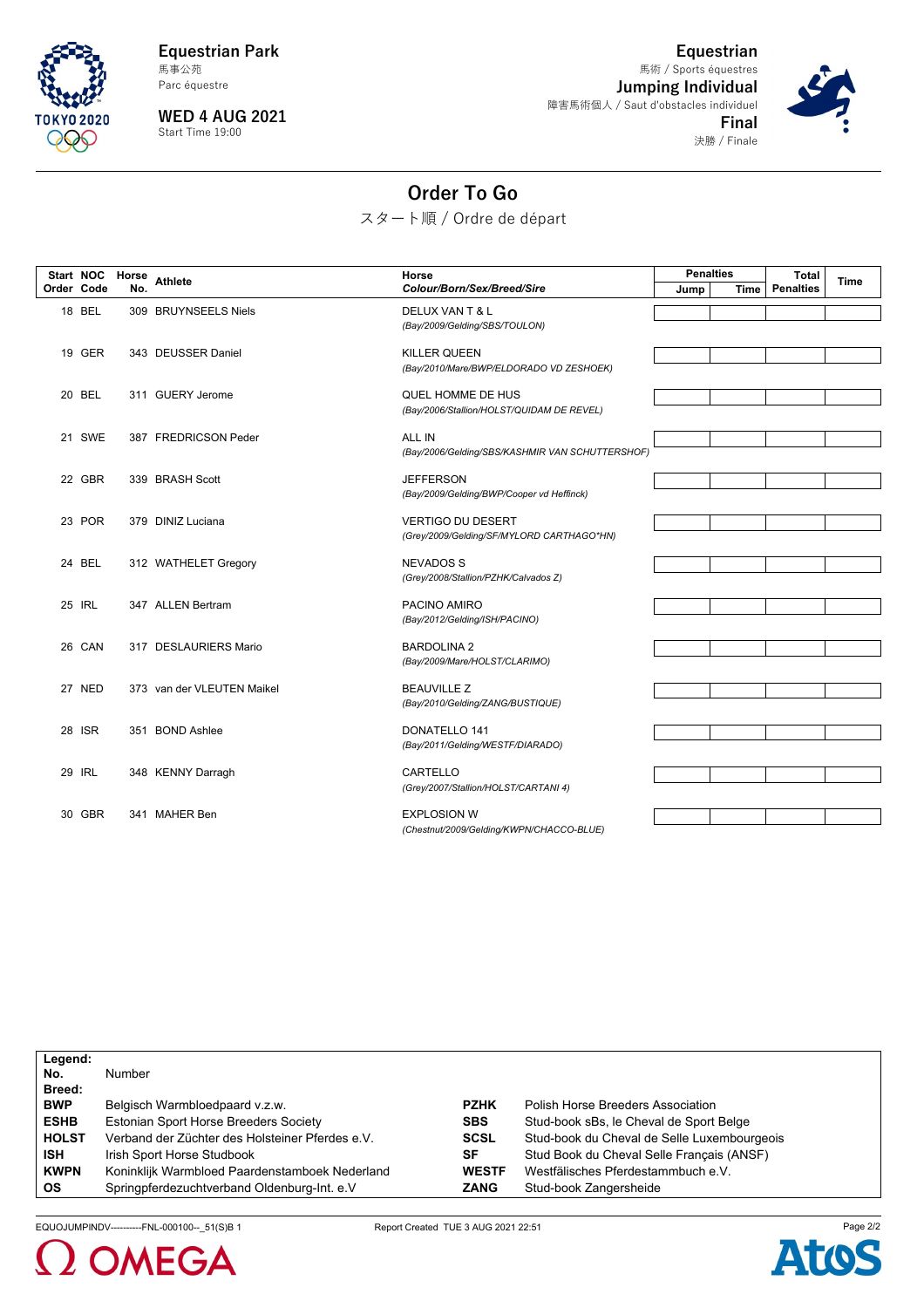# Equestrian Park
馬事公苑
Parc équestre

**WED 4 AUG 2021**
Start Time 19:00

# Equestrian
馬術 / Sports équestres

## Jumping Individual
障害馬術個人 / Saut d'obstacles individuel

## Final
決勝 / Finale

## Order To Go
スタート順 / Ordre de départ

| Start Order | NOC Code | Horse No. | Athlete | Horse Colour/Born/Sex/Breed/Sire | Penalties Jump | Penalties Time | Total Penalties | Time |
|---|---|---|---|---|---|---|---|---|
| 18 | BEL | 309 | BRUYNSEELS Niels | DELUX VAN T & L *(Bay/2009/Gelding/SBS/TOULON)* | | | | |
| 19 | GER | 343 | DEUSSER Daniel | KILLER QUEEN *(Bay/2010/Mare/BWP/ELDORADO VD ZESHOEK)* | | | | |
| 20 | BEL | 311 | GUERY Jerome | QUEL HOMME DE HUS *(Bay/2006/Stallion/HOLST/QUIDAM DE REVEL)* | | | | |
| 21 | SWE | 387 | FREDRICSON Peder | ALL IN *(Bay/2006/Gelding/SBS/KASHMIR VAN SCHUTTERSHOF)* | | | | |
| 22 | GBR | 339 | BRASH Scott | JEFFERSON *(Bay/2009/Gelding/BWP/Cooper vd Heffinck)* | | | | |
| 23 | POR | 379 | DINIZ Luciana | VERTIGO DU DESERT *(Grey/2009/Gelding/SF/MYLORD CARTHAGO*HN)* | | | | |
| 24 | BEL | 312 | WATHELET Gregory | NEVADOS S *(Grey/2008/Stallion/PZHK/Calvados Z)* | | | | |
| 25 | IRL | 347 | ALLEN Bertram | PACINO AMIRO *(Bay/2012/Gelding/ISH/PACINO)* | | | | |
| 26 | CAN | 317 | DESLAURIERS Mario | BARDOLINA 2 *(Bay/2009/Mare/HOLST/CLARIMO)* | | | | |
| 27 | NED | 373 | van der VLEUTEN Maikel | BEAUVILLE Z *(Bay/2010/Gelding/ZANG/BUSTIQUE)* | | | | |
| 28 | ISR | 351 | BOND Ashlee | DONATELLO 141 *(Bay/2011/Gelding/WESTF/DIARADO)* | | | | |
| 29 | IRL | 348 | KENNY Darragh | CARTELLO *(Grey/2007/Stallion/HOLST/CARTANI 4)* | | | | |
| 30 | GBR | 341 | MAHER Ben | EXPLOSION W *(Chestnut/2009/Gelding/KWPN/CHACCO-BLUE)* | | | | |

**Legend:**
**No.** Number
**Breed:**

| | | | |
|---|---|---|---|
| **BWP** | Belgisch Warmbloedpaard v.z.w. | **PZHK** | Polish Horse Breeders Association |
| **ESHB** | Estonian Sport Horse Breeders Society | **SBS** | Stud-book sBs, le Cheval de Sport Belge |
| **HOLST** | Verband der Züchter des Holsteiner Pferdes e.V. | **SCSL** | Stud-book du Cheval de Selle Luxembourgeois |
| **ISH** | Irish Sport Horse Studbook | **SF** | Stud Book du Cheval Selle Français (ANSF) |
| **KWPN** | Koninklijk Warmbloed Paardenstamboek Nederland | **WESTF** | Westfälisches Pferdestammbuch e.V. |
| **OS** | Springpferdezuchtverband Oldenburg-Int. e.V | **ZANG** | Stud-book Zangersheide |

EQUOJUMPINDV----------FNL-000100--_51(S)B 1 Report Created TUE 3 AUG 2021 22:51